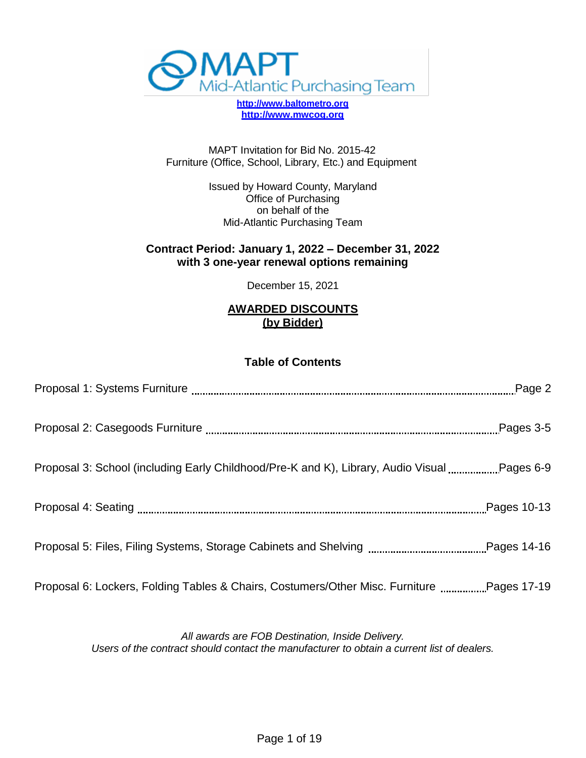MAPT Mid-Atlantic Purchasing Team

http://www.baltometro.org
http://www.mwcog.org

MAPT Invitation for Bid No. 2015-42
Furniture (Office, School, Library, Etc.) and Equipment

Issued by Howard County, Maryland
Office of Purchasing
on behalf of the
Mid-Atlantic Purchasing Team

**Contract Period: January 1, 2022 – December 31, 2022**
**with 3 one-year renewal options remaining**

December 15, 2021

## AWARDED DISCOUNTS (by Bidder)

### Table of Contents

| Section | Page |
| --- | --- |
| Proposal 1: Systems Furniture | Page 2 |
| Proposal 2: Casegoods Furniture | Pages 3-5 |
| Proposal 3: School (including Early Childhood/Pre-K and K), Library, Audio Visual | Pages 6-9 |
| Proposal 4: Seating | Pages 10-13 |
| Proposal 5: Files, Filing Systems, Storage Cabinets and Shelving | Pages 14-16 |
| Proposal 6: Lockers, Folding Tables & Chairs, Costumers/Other Misc. Furniture | Pages 17-19 |

*All awards are FOB Destination, Inside Delivery.*
*Users of the contract should contact the manufacturer to obtain a current list of dealers.*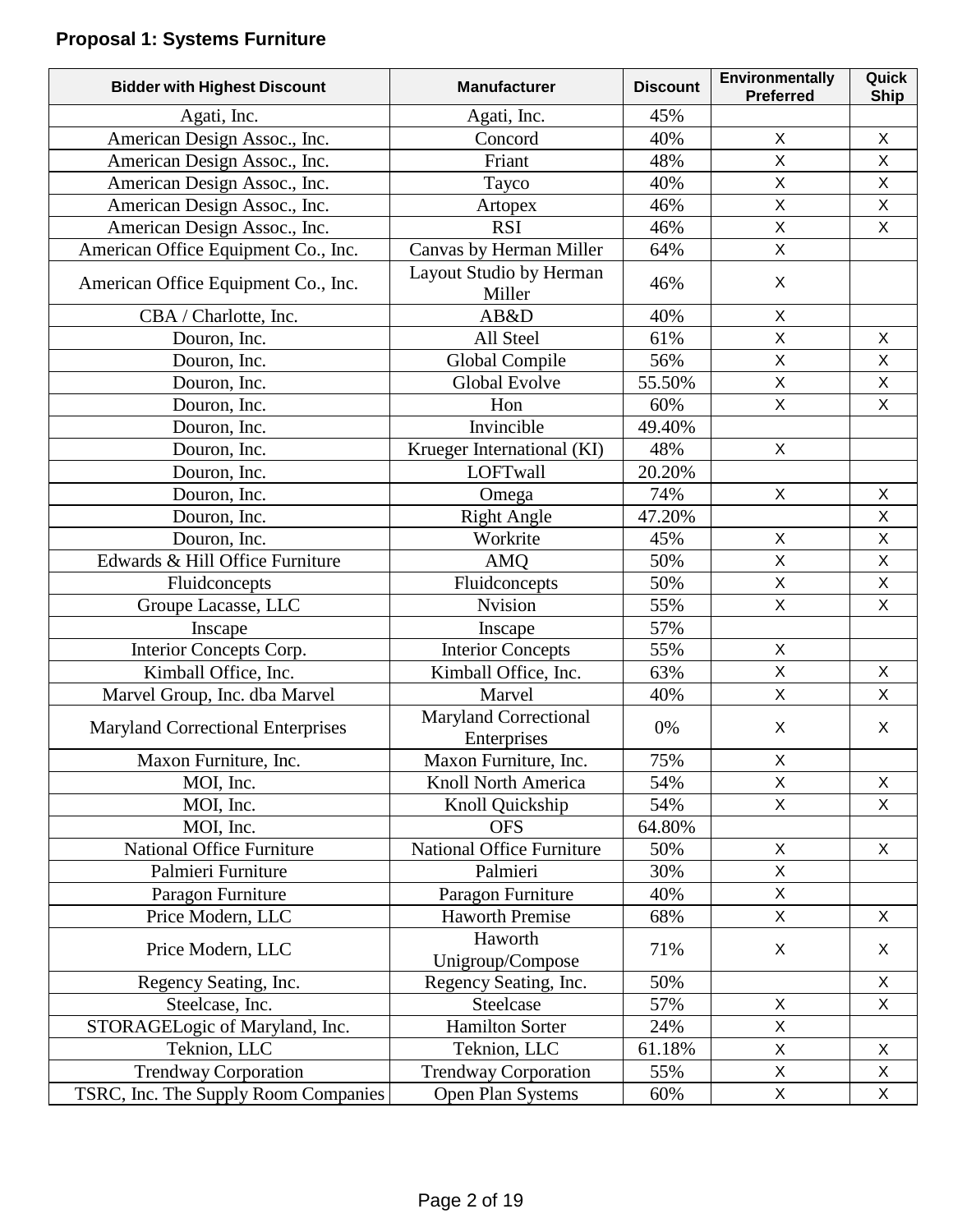## Proposal 1: Systems Furniture

| Bidder with Highest Discount | Manufacturer | Discount | Environmentally Preferred | Quick Ship |
|---|---|---|---|---|
| Agati, Inc. | Agati, Inc. | 45% | | |
| American Design Assoc., Inc. | Concord | 40% | X | X |
| American Design Assoc., Inc. | Friant | 48% | X | X |
| American Design Assoc., Inc. | Tayco | 40% | X | X |
| American Design Assoc., Inc. | Artopex | 46% | X | X |
| American Design Assoc., Inc. | RSI | 46% | X | X |
| American Office Equipment Co., Inc. | Canvas by Herman Miller | 64% | X | |
| American Office Equipment Co., Inc. | Layout Studio by Herman Miller | 46% | X | |
| CBA / Charlotte, Inc. | AB&D | 40% | X | |
| Douron, Inc. | All Steel | 61% | X | X |
| Douron, Inc. | Global Compile | 56% | X | X |
| Douron, Inc. | Global Evolve | 55.50% | X | X |
| Douron, Inc. | Hon | 60% | X | X |
| Douron, Inc. | Invincible | 49.40% | | |
| Douron, Inc. | Krueger International (KI) | 48% | X | |
| Douron, Inc. | LOFTwall | 20.20% | | |
| Douron, Inc. | Omega | 74% | X | X |
| Douron, Inc. | Right Angle | 47.20% | | X |
| Douron, Inc. | Workrite | 45% | X | X |
| Edwards & Hill Office Furniture | AMQ | 50% | X | X |
| Fluidconcepts | Fluidconcepts | 50% | X | X |
| Groupe Lacasse, LLC | Nvision | 55% | X | X |
| Inscape | Inscape | 57% | | |
| Interior Concepts Corp. | Interior Concepts | 55% | X | |
| Kimball Office, Inc. | Kimball Office, Inc. | 63% | X | X |
| Marvel Group, Inc. dba Marvel | Marvel | 40% | X | X |
| Maryland Correctional Enterprises | Maryland Correctional Enterprises | 0% | X | X |
| Maxon Furniture, Inc. | Maxon Furniture, Inc. | 75% | X | |
| MOI, Inc. | Knoll North America | 54% | X | X |
| MOI, Inc. | Knoll Quickship | 54% | X | X |
| MOI, Inc. | OFS | 64.80% | | |
| National Office Furniture | National Office Furniture | 50% | X | X |
| Palmieri Furniture | Palmieri | 30% | X | |
| Paragon Furniture | Paragon Furniture | 40% | X | |
| Price Modern, LLC | Haworth Premise | 68% | X | X |
| Price Modern, LLC | Haworth Unigroup/Compose | 71% | X | X |
| Regency Seating, Inc. | Regency Seating, Inc. | 50% | | X |
| Steelcase, Inc. | Steelcase | 57% | X | X |
| STORAGELogic of Maryland, Inc. | Hamilton Sorter | 24% | X | |
| Teknion, LLC | Teknion, LLC | 61.18% | X | X |
| Trendway Corporation | Trendway Corporation | 55% | X | X |
| TSRC, Inc. The Supply Room Companies | Open Plan Systems | 60% | X | X |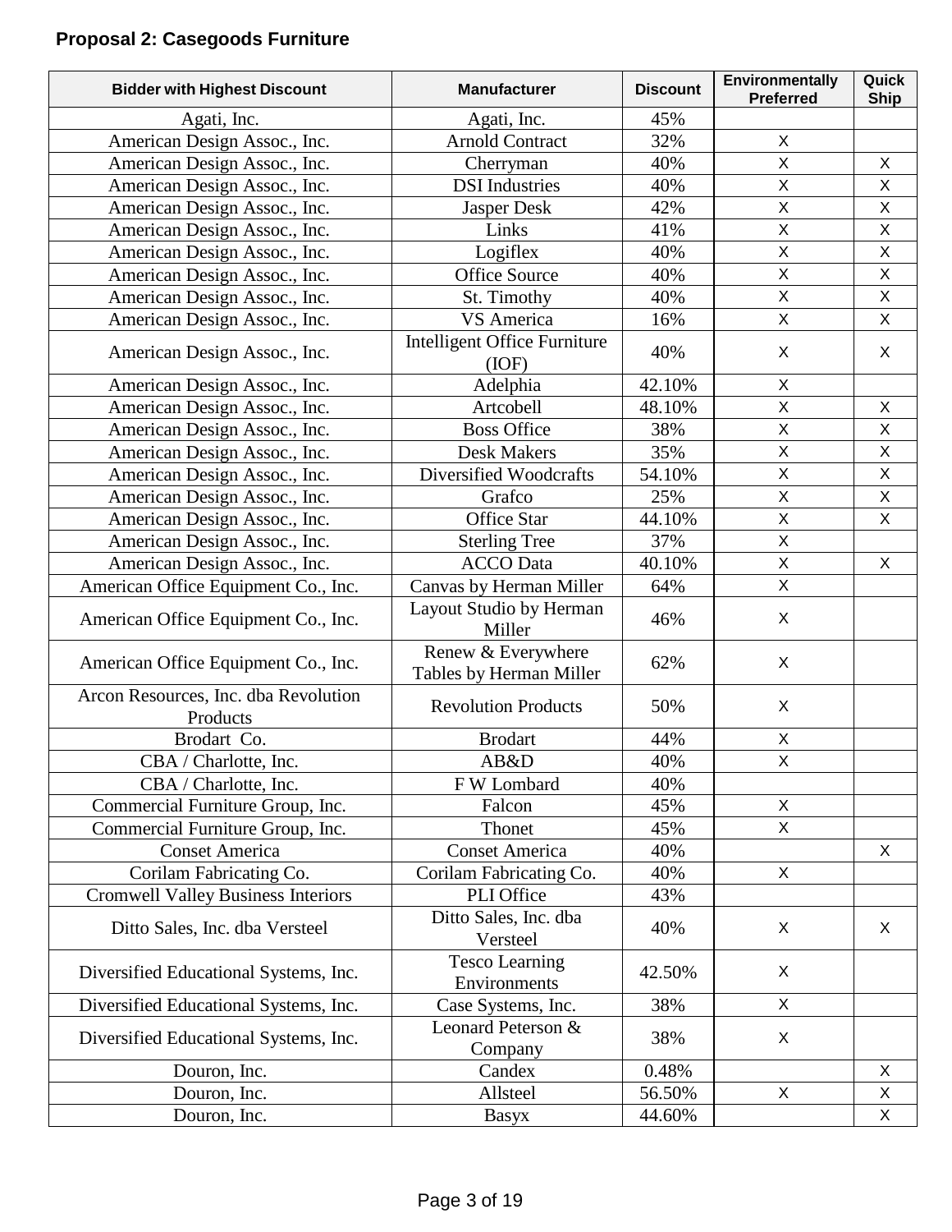## Proposal 2: Casegoods Furniture

| Bidder with Highest Discount | Manufacturer | Discount | Environmentally Preferred | Quick Ship |
|---|---|---|---|---|
| Agati, Inc. | Agati, Inc. | 45% | | |
| American Design Assoc., Inc. | Arnold Contract | 32% | X | |
| American Design Assoc., Inc. | Cherryman | 40% | X | X |
| American Design Assoc., Inc. | DSI Industries | 40% | X | X |
| American Design Assoc., Inc. | Jasper Desk | 42% | X | X |
| American Design Assoc., Inc. | Links | 41% | X | X |
| American Design Assoc., Inc. | Logiflex | 40% | X | X |
| American Design Assoc., Inc. | Office Source | 40% | X | X |
| American Design Assoc., Inc. | St. Timothy | 40% | X | X |
| American Design Assoc., Inc. | VS America | 16% | X | X |
| American Design Assoc., Inc. | Intelligent Office Furniture (IOF) | 40% | X | X |
| American Design Assoc., Inc. | Adelphia | 42.10% | X | |
| American Design Assoc., Inc. | Artcobell | 48.10% | X | X |
| American Design Assoc., Inc. | Boss Office | 38% | X | X |
| American Design Assoc., Inc. | Desk Makers | 35% | X | X |
| American Design Assoc., Inc. | Diversified Woodcrafts | 54.10% | X | X |
| American Design Assoc., Inc. | Grafco | 25% | X | X |
| American Design Assoc., Inc. | Office Star | 44.10% | X | X |
| American Design Assoc., Inc. | Sterling Tree | 37% | X | |
| American Design Assoc., Inc. | ACCO Data | 40.10% | X | X |
| American Office Equipment Co., Inc. | Canvas by Herman Miller | 64% | X | |
| American Office Equipment Co., Inc. | Layout Studio by Herman Miller | 46% | X | |
| American Office Equipment Co., Inc. | Renew & Everywhere Tables by Herman Miller | 62% | X | |
| Arcon Resources, Inc. dba Revolution Products | Revolution Products | 50% | X | |
| Brodart Co. | Brodart | 44% | X | |
| CBA / Charlotte, Inc. | AB&D | 40% | X | |
| CBA / Charlotte, Inc. | F W Lombard | 40% | | |
| Commercial Furniture Group, Inc. | Falcon | 45% | X | |
| Commercial Furniture Group, Inc. | Thonet | 45% | X | |
| Conset America | Conset America | 40% | | X |
| Corilam Fabricating Co. | Corilam Fabricating Co. | 40% | X | |
| Cromwell Valley Business Interiors | PLI Office | 43% | | |
| Ditto Sales, Inc. dba Versteel | Ditto Sales, Inc. dba Versteel | 40% | X | X |
| Diversified Educational Systems, Inc. | Tesco Learning Environments | 42.50% | X | |
| Diversified Educational Systems, Inc. | Case Systems, Inc. | 38% | X | |
| Diversified Educational Systems, Inc. | Leonard Peterson & Company | 38% | X | |
| Douron, Inc. | Candex | 0.48% | | X |
| Douron, Inc. | Allsteel | 56.50% | X | X |
| Douron, Inc. | Basyx | 44.60% | | X |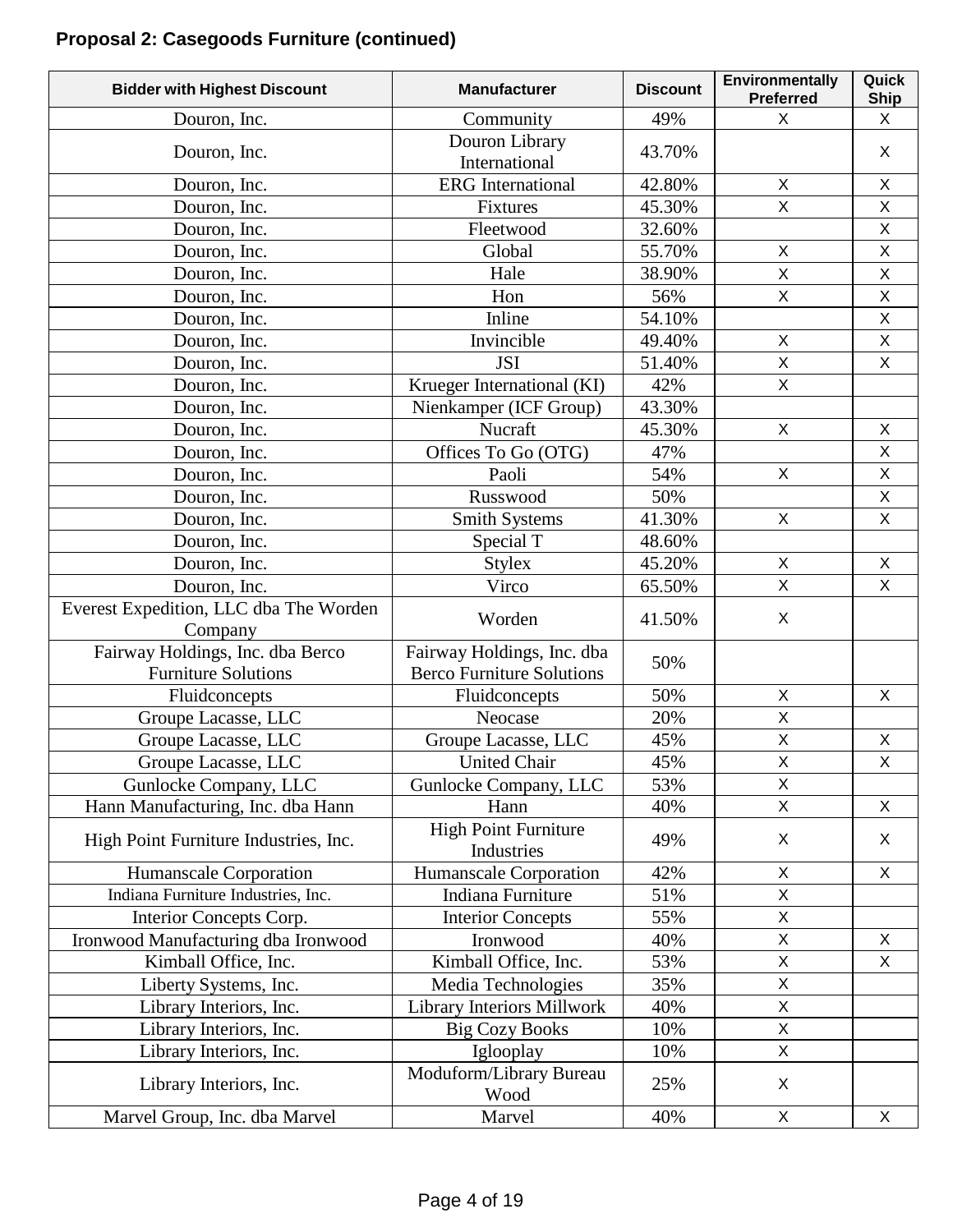**Proposal 2: Casegoods Furniture (continued)**

| Bidder with Highest Discount | Manufacturer | Discount | Environmentally Preferred | Quick Ship |
|---|---|---|---|---|
| Douron, Inc. | Community | 49% | X | X |
| Douron, Inc. | Douron Library International | 43.70% | | X |
| Douron, Inc. | ERG International | 42.80% | X | X |
| Douron, Inc. | Fixtures | 45.30% | X | X |
| Douron, Inc. | Fleetwood | 32.60% | | X |
| Douron, Inc. | Global | 55.70% | X | X |
| Douron, Inc. | Hale | 38.90% | X | X |
| Douron, Inc. | Hon | 56% | X | X |
| Douron, Inc. | Inline | 54.10% | | X |
| Douron, Inc. | Invincible | 49.40% | X | X |
| Douron, Inc. | JSI | 51.40% | X | X |
| Douron, Inc. | Krueger International (KI) | 42% | X | |
| Douron, Inc. | Nienkamper (ICF Group) | 43.30% | | |
| Douron, Inc. | Nucraft | 45.30% | X | X |
| Douron, Inc. | Offices To Go (OTG) | 47% | | X |
| Douron, Inc. | Paoli | 54% | X | X |
| Douron, Inc. | Russwood | 50% | | X |
| Douron, Inc. | Smith Systems | 41.30% | X | X |
| Douron, Inc. | Special T | 48.60% | | |
| Douron, Inc. | Stylex | 45.20% | X | X |
| Douron, Inc. | Virco | 65.50% | X | X |
| Everest Expedition, LLC dba The Worden Company | Worden | 41.50% | X | |
| Fairway Holdings, Inc. dba Berco Furniture Solutions | Fairway Holdings, Inc. dba Berco Furniture Solutions | 50% | | |
| Fluidconcepts | Fluidconcepts | 50% | X | X |
| Groupe Lacasse, LLC | Neocase | 20% | X | |
| Groupe Lacasse, LLC | Groupe Lacasse, LLC | 45% | X | X |
| Groupe Lacasse, LLC | United Chair | 45% | X | X |
| Gunlocke Company, LLC | Gunlocke Company, LLC | 53% | X | |
| Hann Manufacturing, Inc. dba Hann | Hann | 40% | X | X |
| High Point Furniture Industries, Inc. | High Point Furniture Industries | 49% | X | X |
| Humanscale Corporation | Humanscale Corporation | 42% | X | X |
| Indiana Furniture Industries, Inc. | Indiana Furniture | 51% | X | |
| Interior Concepts Corp. | Interior Concepts | 55% | X | |
| Ironwood Manufacturing dba Ironwood | Ironwood | 40% | X | X |
| Kimball Office, Inc. | Kimball Office, Inc. | 53% | X | X |
| Liberty Systems, Inc. | Media Technologies | 35% | X | |
| Library Interiors, Inc. | Library Interiors Millwork | 40% | X | |
| Library Interiors, Inc. | Big Cozy Books | 10% | X | |
| Library Interiors, Inc. | Iglooplay | 10% | X | |
| Library Interiors, Inc. | Moduform/Library Bureau Wood | 25% | X | |
| Marvel Group, Inc. dba Marvel | Marvel | 40% | X | X |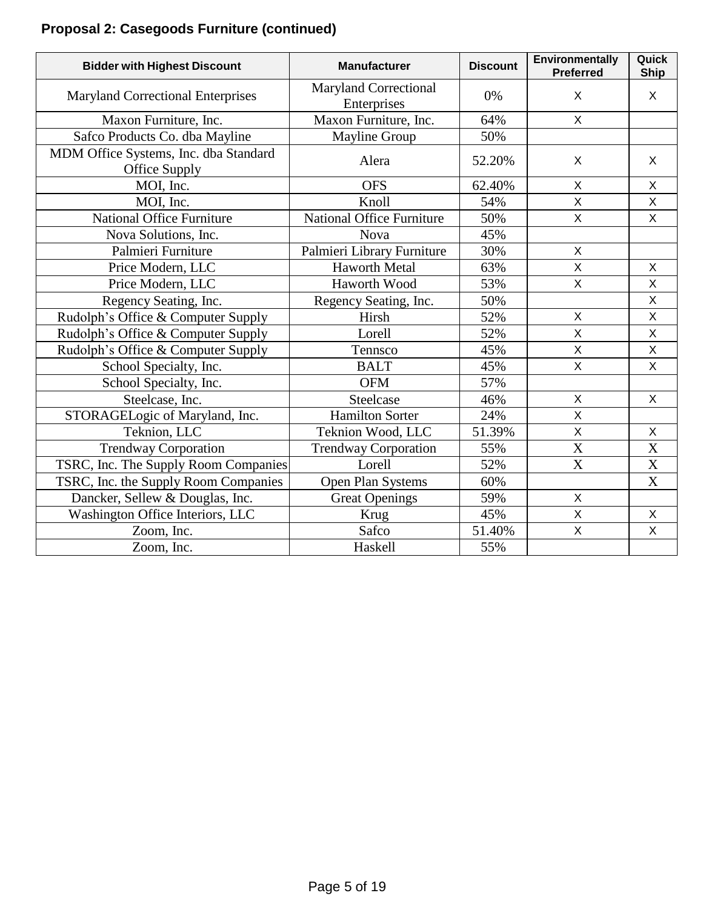**Proposal 2: Casegoods Furniture (continued)**

| Bidder with Highest Discount | Manufacturer | Discount | Environmentally Preferred | Quick Ship |
|---|---|---|---|---|
| Maryland Correctional Enterprises | Maryland Correctional Enterprises | 0% | X | X |
| Maxon Furniture, Inc. | Maxon Furniture, Inc. | 64% | X | |
| Safco Products Co. dba Mayline | Mayline Group | 50% | | |
| MDM Office Systems, Inc. dba Standard Office Supply | Alera | 52.20% | X | X |
| MOI, Inc. | OFS | 62.40% | X | X |
| MOI, Inc. | Knoll | 54% | X | X |
| National Office Furniture | National Office Furniture | 50% | X | X |
| Nova Solutions, Inc. | Nova | 45% | | |
| Palmieri Furniture | Palmieri Library Furniture | 30% | X | |
| Price Modern, LLC | Haworth Metal | 63% | X | X |
| Price Modern, LLC | Haworth Wood | 53% | X | X |
| Regency Seating, Inc. | Regency Seating, Inc. | 50% | | X |
| Rudolph's Office & Computer Supply | Hirsh | 52% | X | X |
| Rudolph's Office & Computer Supply | Lorell | 52% | X | X |
| Rudolph's Office & Computer Supply | Tennsco | 45% | X | X |
| School Specialty, Inc. | BALT | 45% | X | X |
| School Specialty, Inc. | OFM | 57% | | |
| Steelcase, Inc. | Steelcase | 46% | X | X |
| STORAGELogic of Maryland, Inc. | Hamilton Sorter | 24% | X | |
| Teknion, LLC | Teknion Wood, LLC | 51.39% | X | X |
| Trendway Corporation | Trendway Corporation | 55% | X | X |
| TSRC, Inc. The Supply Room Companies | Lorell | 52% | X | X |
| TSRC, Inc. the Supply Room Companies | Open Plan Systems | 60% | | X |
| Dancker, Sellew & Douglas, Inc. | Great Openings | 59% | X | |
| Washington Office Interiors, LLC | Krug | 45% | X | X |
| Zoom, Inc. | Safco | 51.40% | X | X |
| Zoom, Inc. | Haskell | 55% | | |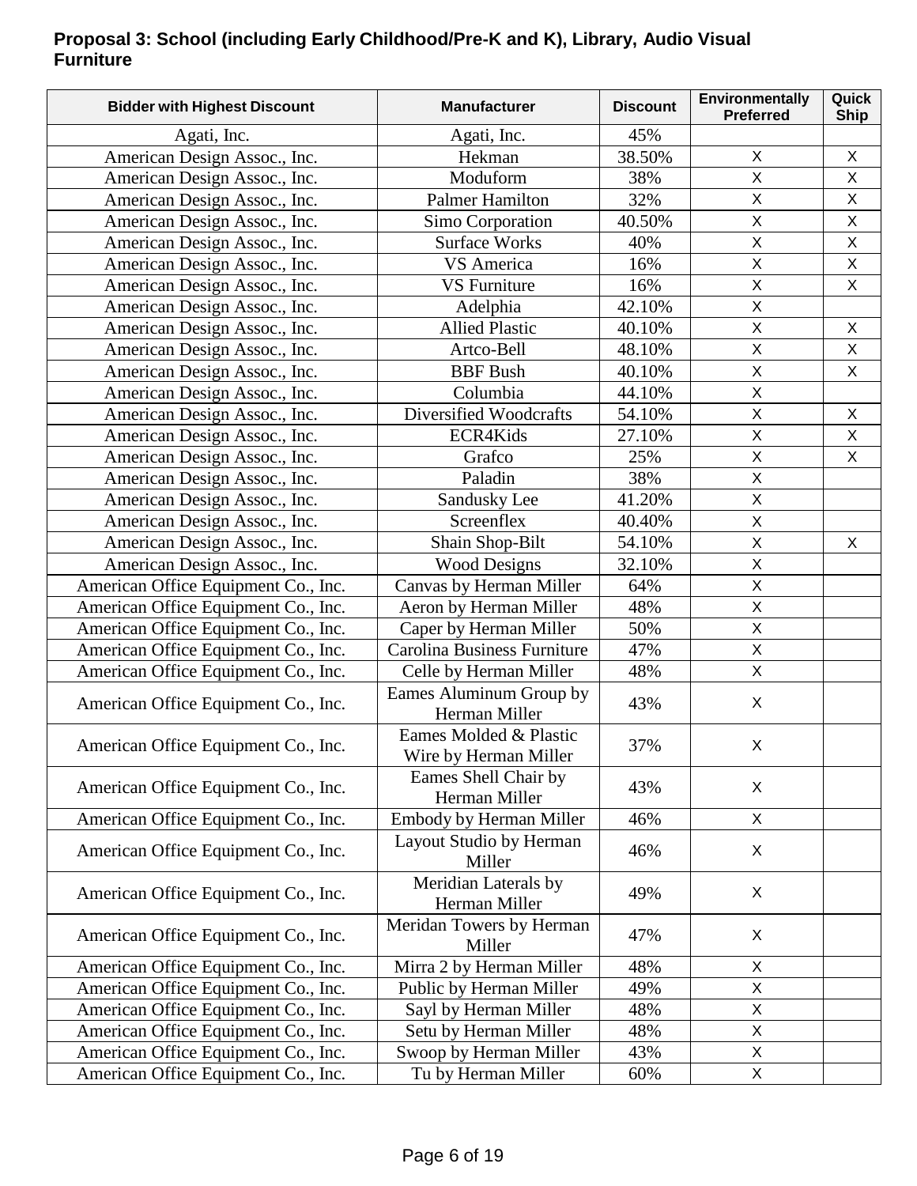**Proposal 3: School (including Early Childhood/Pre-K and K), Library, Audio Visual Furniture**

| Bidder with Highest Discount | Manufacturer | Discount | Environmentally Preferred | Quick Ship |
|---|---|---|---|---|
| Agati, Inc. | Agati, Inc. | 45% | | |
| American Design Assoc., Inc. | Hekman | 38.50% | X | X |
| American Design Assoc., Inc. | Moduform | 38% | X | X |
| American Design Assoc., Inc. | Palmer Hamilton | 32% | X | X |
| American Design Assoc., Inc. | Simo Corporation | 40.50% | X | X |
| American Design Assoc., Inc. | Surface Works | 40% | X | X |
| American Design Assoc., Inc. | VS America | 16% | X | X |
| American Design Assoc., Inc. | VS Furniture | 16% | X | X |
| American Design Assoc., Inc. | Adelphia | 42.10% | X | |
| American Design Assoc., Inc. | Allied Plastic | 40.10% | X | X |
| American Design Assoc., Inc. | Artco-Bell | 48.10% | X | X |
| American Design Assoc., Inc. | BBF Bush | 40.10% | X | X |
| American Design Assoc., Inc. | Columbia | 44.10% | X | |
| American Design Assoc., Inc. | Diversified Woodcrafts | 54.10% | X | X |
| American Design Assoc., Inc. | ECR4Kids | 27.10% | X | X |
| American Design Assoc., Inc. | Grafco | 25% | X | X |
| American Design Assoc., Inc. | Paladin | 38% | X | |
| American Design Assoc., Inc. | Sandusky Lee | 41.20% | X | |
| American Design Assoc., Inc. | Screenflex | 40.40% | X | |
| American Design Assoc., Inc. | Shain Shop-Bilt | 54.10% | X | X |
| American Design Assoc., Inc. | Wood Designs | 32.10% | X | |
| American Office Equipment Co., Inc. | Canvas by Herman Miller | 64% | X | |
| American Office Equipment Co., Inc. | Aeron by Herman Miller | 48% | X | |
| American Office Equipment Co., Inc. | Caper by Herman Miller | 50% | X | |
| American Office Equipment Co., Inc. | Carolina Business Furniture | 47% | X | |
| American Office Equipment Co., Inc. | Celle by Herman Miller | 48% | X | |
| American Office Equipment Co., Inc. | Eames Aluminum Group by Herman Miller | 43% | X | |
| American Office Equipment Co., Inc. | Eames Molded & Plastic Wire by Herman Miller | 37% | X | |
| American Office Equipment Co., Inc. | Eames Shell Chair by Herman Miller | 43% | X | |
| American Office Equipment Co., Inc. | Embody by Herman Miller | 46% | X | |
| American Office Equipment Co., Inc. | Layout Studio by Herman Miller | 46% | X | |
| American Office Equipment Co., Inc. | Meridian Laterals by Herman Miller | 49% | X | |
| American Office Equipment Co., Inc. | Meridan Towers by Herman Miller | 47% | X | |
| American Office Equipment Co., Inc. | Mirra 2 by Herman Miller | 48% | X | |
| American Office Equipment Co., Inc. | Public by Herman Miller | 49% | X | |
| American Office Equipment Co., Inc. | Sayl by Herman Miller | 48% | X | |
| American Office Equipment Co., Inc. | Setu by Herman Miller | 48% | X | |
| American Office Equipment Co., Inc. | Swoop by Herman Miller | 43% | X | |
| American Office Equipment Co., Inc. | Tu by Herman Miller | 60% | X | |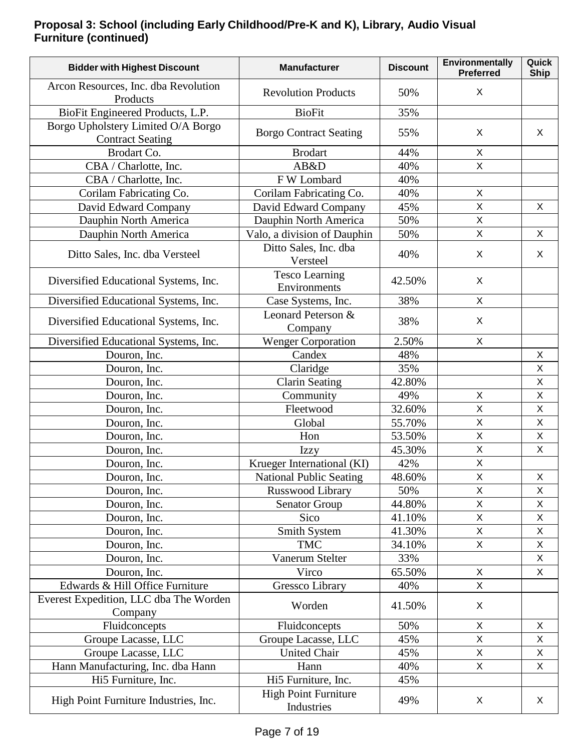**Proposal 3: School (including Early Childhood/Pre-K and K), Library, Audio Visual Furniture (continued)**

| Bidder with Highest Discount | Manufacturer | Discount | Environmentally Preferred | Quick Ship |
|---|---|---|---|---|
| Arcon Resources, Inc. dba Revolution Products | Revolution Products | 50% | X | |
| BioFit Engineered Products, L.P. | BioFit | 35% | | |
| Borgo Upholstery Limited O/A Borgo Contract Seating | Borgo Contract Seating | 55% | X | X |
| Brodart Co. | Brodart | 44% | X | |
| CBA / Charlotte, Inc. | AB&D | 40% | X | |
| CBA / Charlotte, Inc. | F W Lombard | 40% | | |
| Corilam Fabricating Co. | Corilam Fabricating Co. | 40% | X | |
| David Edward Company | David Edward Company | 45% | X | X |
| Dauphin North America | Dauphin North America | 50% | X | |
| Dauphin North America | Valo, a division of Dauphin | 50% | X | X |
| Ditto Sales, Inc. dba Versteel | Ditto Sales, Inc. dba Versteel | 40% | X | X |
| Diversified Educational Systems, Inc. | Tesco Learning Environments | 42.50% | X | |
| Diversified Educational Systems, Inc. | Case Systems, Inc. | 38% | X | |
| Diversified Educational Systems, Inc. | Leonard Peterson & Company | 38% | X | |
| Diversified Educational Systems, Inc. | Wenger Corporation | 2.50% | X | |
| Douron, Inc. | Candex | 48% | | X |
| Douron, Inc. | Claridge | 35% | | X |
| Douron, Inc. | Clarin Seating | 42.80% | | X |
| Douron, Inc. | Community | 49% | X | X |
| Douron, Inc. | Fleetwood | 32.60% | X | X |
| Douron, Inc. | Global | 55.70% | X | X |
| Douron, Inc. | Hon | 53.50% | X | X |
| Douron, Inc. | Izzy | 45.30% | X | X |
| Douron, Inc. | Krueger International (KI) | 42% | X | |
| Douron, Inc. | National Public Seating | 48.60% | X | X |
| Douron, Inc. | Russwood Library | 50% | X | X |
| Douron, Inc. | Senator Group | 44.80% | X | X |
| Douron, Inc. | Sico | 41.10% | X | X |
| Douron, Inc. | Smith System | 41.30% | X | X |
| Douron, Inc. | TMC | 34.10% | X | X |
| Douron, Inc. | Vanerum Stelter | 33% | | X |
| Douron, Inc. | Virco | 65.50% | X | X |
| Edwards & Hill Office Furniture | Gressco Library | 40% | X | |
| Everest Expedition, LLC dba The Worden Company | Worden | 41.50% | X | |
| Fluidconcepts | Fluidconcepts | 50% | X | X |
| Groupe Lacasse, LLC | Groupe Lacasse, LLC | 45% | X | X |
| Groupe Lacasse, LLC | United Chair | 45% | X | X |
| Hann Manufacturing, Inc. dba Hann | Hann | 40% | X | X |
| Hi5 Furniture, Inc. | Hi5 Furniture, Inc. | 45% | | |
| High Point Furniture Industries, Inc. | High Point Furniture Industries | 49% | X | X |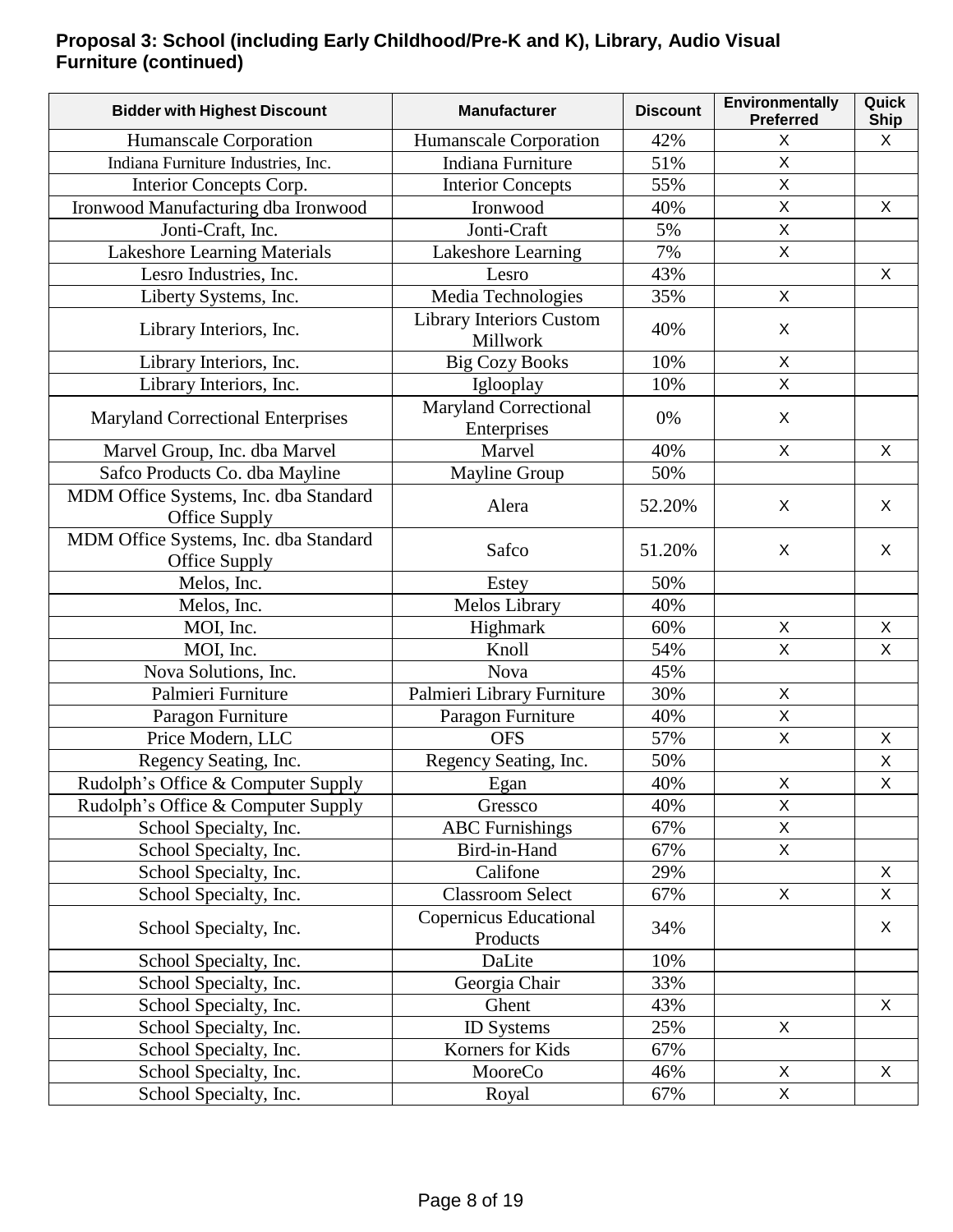**Proposal 3: School (including Early Childhood/Pre-K and K), Library, Audio Visual Furniture (continued)**

| Bidder with Highest Discount | Manufacturer | Discount | Environmentally Preferred | Quick Ship |
|---|---|---|---|---|
| Humanscale Corporation | Humanscale Corporation | 42% | X | X |
| Indiana Furniture Industries, Inc. | Indiana Furniture | 51% | X | |
| Interior Concepts Corp. | Interior Concepts | 55% | X | |
| Ironwood Manufacturing dba Ironwood | Ironwood | 40% | X | X |
| Jonti-Craft, Inc. | Jonti-Craft | 5% | X | |
| Lakeshore Learning Materials | Lakeshore Learning | 7% | X | |
| Lesro Industries, Inc. | Lesro | 43% | | X |
| Liberty Systems, Inc. | Media Technologies | 35% | X | |
| Library Interiors, Inc. | Library Interiors Custom Millwork | 40% | X | |
| Library Interiors, Inc. | Big Cozy Books | 10% | X | |
| Library Interiors, Inc. | Iglooplay | 10% | X | |
| Maryland Correctional Enterprises | Maryland Correctional Enterprises | 0% | X | |
| Marvel Group, Inc. dba Marvel | Marvel | 40% | X | X |
| Safco Products Co. dba Mayline | Mayline Group | 50% | | |
| MDM Office Systems, Inc. dba Standard Office Supply | Alera | 52.20% | X | X |
| MDM Office Systems, Inc. dba Standard Office Supply | Safco | 51.20% | X | X |
| Melos, Inc. | Estey | 50% | | |
| Melos, Inc. | Melos Library | 40% | | |
| MOI, Inc. | Highmark | 60% | X | X |
| MOI, Inc. | Knoll | 54% | X | X |
| Nova Solutions, Inc. | Nova | 45% | | |
| Palmieri Furniture | Palmieri Library Furniture | 30% | X | |
| Paragon Furniture | Paragon Furniture | 40% | X | |
| Price Modern, LLC | OFS | 57% | X | X |
| Regency Seating, Inc. | Regency Seating, Inc. | 50% | | X |
| Rudolph's Office & Computer Supply | Egan | 40% | X | X |
| Rudolph's Office & Computer Supply | Gressco | 40% | X | |
| School Specialty, Inc. | ABC Furnishings | 67% | X | |
| School Specialty, Inc. | Bird-in-Hand | 67% | X | |
| School Specialty, Inc. | Califone | 29% | | X |
| School Specialty, Inc. | Classroom Select | 67% | X | X |
| School Specialty, Inc. | Copernicus Educational Products | 34% | | X |
| School Specialty, Inc. | DaLite | 10% | | |
| School Specialty, Inc. | Georgia Chair | 33% | | |
| School Specialty, Inc. | Ghent | 43% | | X |
| School Specialty, Inc. | ID Systems | 25% | X | |
| School Specialty, Inc. | Korners for Kids | 67% | | |
| School Specialty, Inc. | MooreCo | 46% | X | X |
| School Specialty, Inc. | Royal | 67% | X | |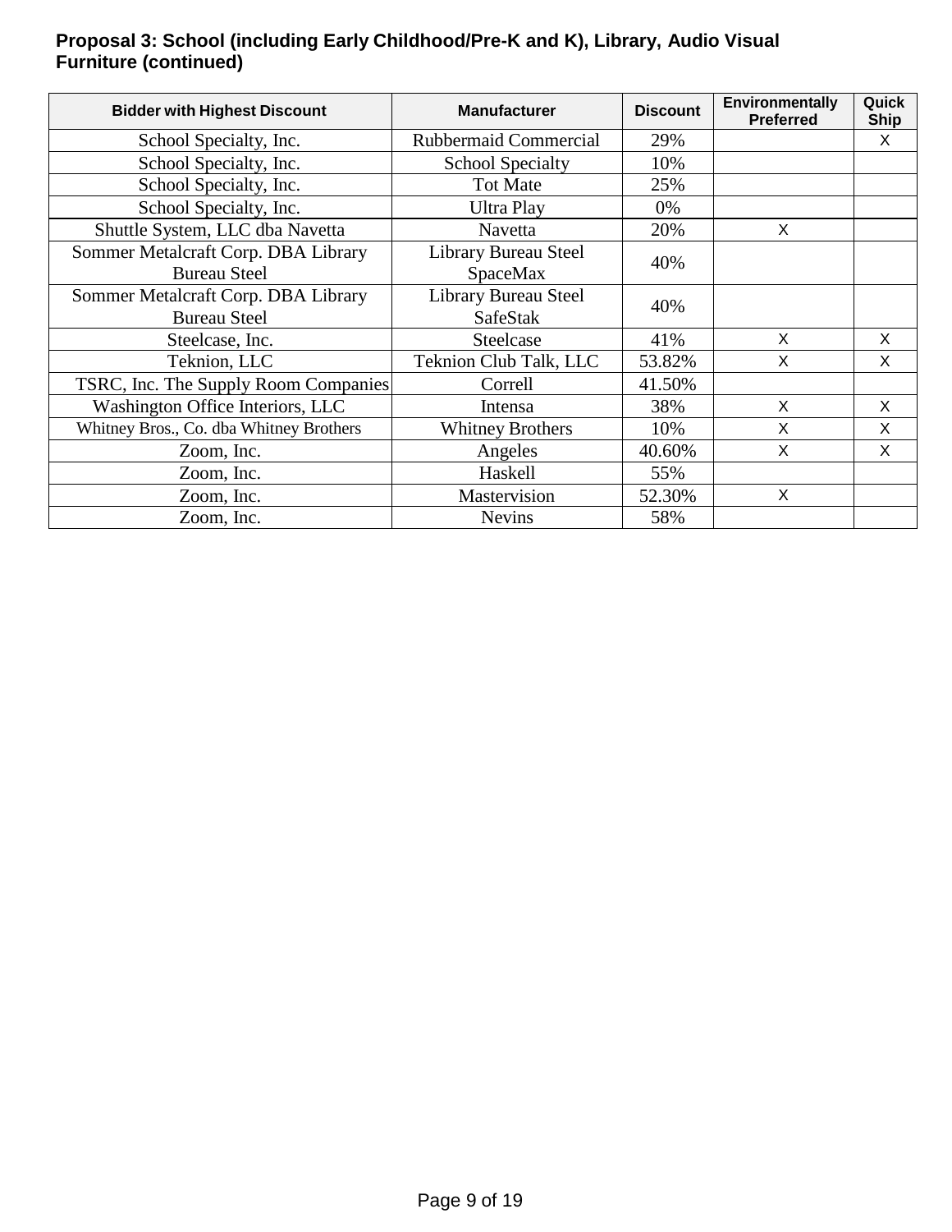**Proposal 3: School (including Early Childhood/Pre-K and K), Library, Audio Visual Furniture (continued)**

| Bidder with Highest Discount | Manufacturer | Discount | Environmentally Preferred | Quick Ship |
|---|---|---|---|---|
| School Specialty, Inc. | Rubbermaid Commercial | 29% | | X |
| School Specialty, Inc. | School Specialty | 10% | | |
| School Specialty, Inc. | Tot Mate | 25% | | |
| School Specialty, Inc. | Ultra Play | 0% | | |
| Shuttle System, LLC dba Navetta | Navetta | 20% | X | |
| Sommer Metalcraft Corp. DBA Library Bureau Steel | Library Bureau Steel SpaceMax | 40% | | |
| Sommer Metalcraft Corp. DBA Library Bureau Steel | Library Bureau Steel SafeStak | 40% | | |
| Steelcase, Inc. | Steelcase | 41% | X | X |
| Teknion, LLC | Teknion Club Talk, LLC | 53.82% | X | X |
| TSRC, Inc. The Supply Room Companies | Correll | 41.50% | | |
| Washington Office Interiors, LLC | Intensa | 38% | X | X |
| Whitney Bros., Co. dba Whitney Brothers | Whitney Brothers | 10% | X | X |
| Zoom, Inc. | Angeles | 40.60% | X | X |
| Zoom, Inc. | Haskell | 55% | | |
| Zoom, Inc. | Mastervision | 52.30% | X | |
| Zoom, Inc. | Nevins | 58% | | |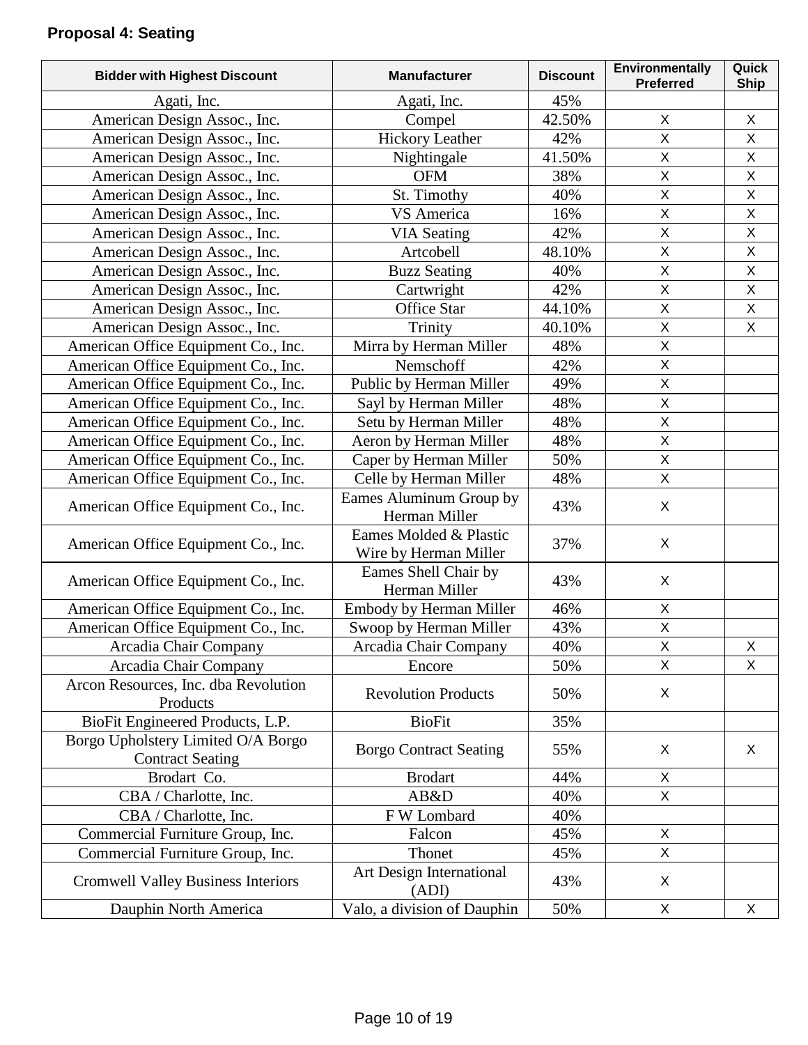**Proposal 4: Seating**

| Bidder with Highest Discount | Manufacturer | Discount | Environmentally Preferred | Quick Ship |
|---|---|---|---|---|
| Agati, Inc. | Agati, Inc. | 45% | | |
| American Design Assoc., Inc. | Compel | 42.50% | X | X |
| American Design Assoc., Inc. | Hickory Leather | 42% | X | X |
| American Design Assoc., Inc. | Nightingale | 41.50% | X | X |
| American Design Assoc., Inc. | OFM | 38% | X | X |
| American Design Assoc., Inc. | St. Timothy | 40% | X | X |
| American Design Assoc., Inc. | VS America | 16% | X | X |
| American Design Assoc., Inc. | VIA Seating | 42% | X | X |
| American Design Assoc., Inc. | Artcobell | 48.10% | X | X |
| American Design Assoc., Inc. | Buzz Seating | 40% | X | X |
| American Design Assoc., Inc. | Cartwright | 42% | X | X |
| American Design Assoc., Inc. | Office Star | 44.10% | X | X |
| American Design Assoc., Inc. | Trinity | 40.10% | X | X |
| American Office Equipment Co., Inc. | Mirra by Herman Miller | 48% | X | |
| American Office Equipment Co., Inc. | Nemschoff | 42% | X | |
| American Office Equipment Co., Inc. | Public by Herman Miller | 49% | X | |
| American Office Equipment Co., Inc. | Sayl by Herman Miller | 48% | X | |
| American Office Equipment Co., Inc. | Setu by Herman Miller | 48% | X | |
| American Office Equipment Co., Inc. | Aeron by Herman Miller | 48% | X | |
| American Office Equipment Co., Inc. | Caper by Herman Miller | 50% | X | |
| American Office Equipment Co., Inc. | Celle by Herman Miller | 48% | X | |
| American Office Equipment Co., Inc. | Eames Aluminum Group by Herman Miller | 43% | X | |
| American Office Equipment Co., Inc. | Eames Molded & Plastic Wire by Herman Miller | 37% | X | |
| American Office Equipment Co., Inc. | Eames Shell Chair by Herman Miller | 43% | X | |
| American Office Equipment Co., Inc. | Embody by Herman Miller | 46% | X | |
| American Office Equipment Co., Inc. | Swoop by Herman Miller | 43% | X | |
| Arcadia Chair Company | Arcadia Chair Company | 40% | X | X |
| Arcadia Chair Company | Encore | 50% | X | X |
| Arcon Resources, Inc. dba Revolution Products | Revolution Products | 50% | X | |
| BioFit Engineered Products, L.P. | BioFit | 35% | | |
| Borgo Upholstery Limited O/A Borgo Contract Seating | Borgo Contract Seating | 55% | X | X |
| Brodart Co. | Brodart | 44% | X | |
| CBA / Charlotte, Inc. | AB&D | 40% | X | |
| CBA / Charlotte, Inc. | F W Lombard | 40% | | |
| Commercial Furniture Group, Inc. | Falcon | 45% | X | |
| Commercial Furniture Group, Inc. | Thonet | 45% | X | |
| Cromwell Valley Business Interiors | Art Design International (ADI) | 43% | X | |
| Dauphin North America | Valo, a division of Dauphin | 50% | X | X |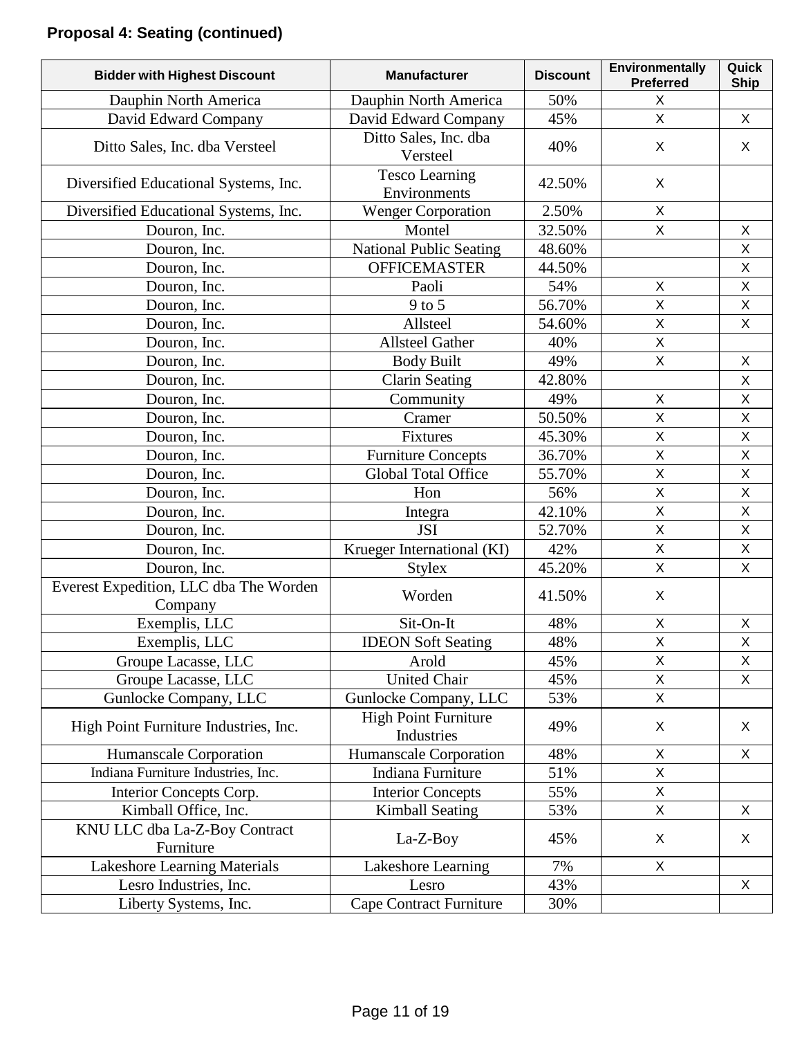**Proposal 4: Seating (continued)**

| Bidder with Highest Discount | Manufacturer | Discount | Environmentally Preferred | Quick Ship |
|---|---|---|---|---|
| Dauphin North America | Dauphin North America | 50% | X | |
| David Edward Company | David Edward Company | 45% | X | X |
| Ditto Sales, Inc. dba Versteel | Ditto Sales, Inc. dba Versteel | 40% | X | X |
| Diversified Educational Systems, Inc. | Tesco Learning Environments | 42.50% | X | |
| Diversified Educational Systems, Inc. | Wenger Corporation | 2.50% | X | |
| Douron, Inc. | Montel | 32.50% | X | X |
| Douron, Inc. | National Public Seating | 48.60% | | X |
| Douron, Inc. | OFFICEMASTER | 44.50% | | X |
| Douron, Inc. | Paoli | 54% | X | X |
| Douron, Inc. | 9 to 5 | 56.70% | X | X |
| Douron, Inc. | Allsteel | 54.60% | X | X |
| Douron, Inc. | Allsteel Gather | 40% | X | |
| Douron, Inc. | Body Built | 49% | X | X |
| Douron, Inc. | Clarin Seating | 42.80% | | X |
| Douron, Inc. | Community | 49% | X | X |
| Douron, Inc. | Cramer | 50.50% | X | X |
| Douron, Inc. | Fixtures | 45.30% | X | X |
| Douron, Inc. | Furniture Concepts | 36.70% | X | X |
| Douron, Inc. | Global Total Office | 55.70% | X | X |
| Douron, Inc. | Hon | 56% | X | X |
| Douron, Inc. | Integra | 42.10% | X | X |
| Douron, Inc. | JSI | 52.70% | X | X |
| Douron, Inc. | Krueger International (KI) | 42% | X | X |
| Douron, Inc. | Stylex | 45.20% | X | X |
| Everest Expedition, LLC dba The Worden Company | Worden | 41.50% | X | |
| Exemplis, LLC | Sit-On-It | 48% | X | X |
| Exemplis, LLC | IDEON Soft Seating | 48% | X | X |
| Groupe Lacasse, LLC | Arold | 45% | X | X |
| Groupe Lacasse, LLC | United Chair | 45% | X | X |
| Gunlocke Company, LLC | Gunlocke Company, LLC | 53% | X | |
| High Point Furniture Industries, Inc. | High Point Furniture Industries | 49% | X | X |
| Humanscale Corporation | Humanscale Corporation | 48% | X | X |
| Indiana Furniture Industries, Inc. | Indiana Furniture | 51% | X | |
| Interior Concepts Corp. | Interior Concepts | 55% | X | |
| Kimball Office, Inc. | Kimball Seating | 53% | X | X |
| KNU LLC dba La-Z-Boy Contract Furniture | La-Z-Boy | 45% | X | X |
| Lakeshore Learning Materials | Lakeshore Learning | 7% | X | |
| Lesro Industries, Inc. | Lesro | 43% | | X |
| Liberty Systems, Inc. | Cape Contract Furniture | 30% | | |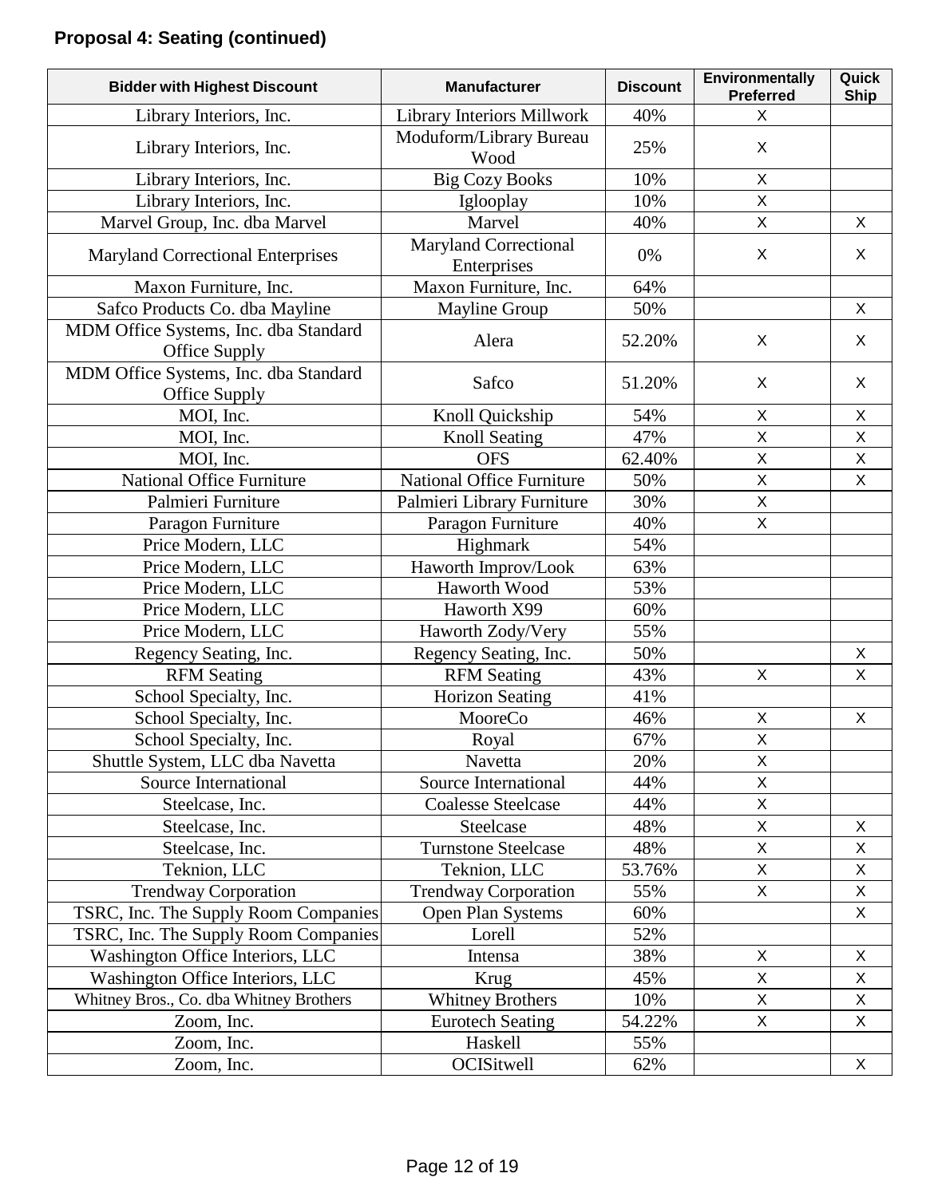**Proposal 4: Seating (continued)**

| Bidder with Highest Discount | Manufacturer | Discount | Environmentally Preferred | Quick Ship |
|---|---|---|---|---|
| Library Interiors, Inc. | Library Interiors Millwork | 40% | X | |
| Library Interiors, Inc. | Moduform/Library Bureau Wood | 25% | X | |
| Library Interiors, Inc. | Big Cozy Books | 10% | X | |
| Library Interiors, Inc. | Iglooplay | 10% | X | |
| Marvel Group, Inc. dba Marvel | Marvel | 40% | X | X |
| Maryland Correctional Enterprises | Maryland Correctional Enterprises | 0% | X | X |
| Maxon Furniture, Inc. | Maxon Furniture, Inc. | 64% | | |
| Safco Products Co. dba Mayline | Mayline Group | 50% | | X |
| MDM Office Systems, Inc. dba Standard Office Supply | Alera | 52.20% | X | X |
| MDM Office Systems, Inc. dba Standard Office Supply | Safco | 51.20% | X | X |
| MOI, Inc. | Knoll Quickship | 54% | X | X |
| MOI, Inc. | Knoll Seating | 47% | X | X |
| MOI, Inc. | OFS | 62.40% | X | X |
| National Office Furniture | National Office Furniture | 50% | X | X |
| Palmieri Furniture | Palmieri Library Furniture | 30% | X | |
| Paragon Furniture | Paragon Furniture | 40% | X | |
| Price Modern, LLC | Highmark | 54% | | |
| Price Modern, LLC | Haworth Improv/Look | 63% | | |
| Price Modern, LLC | Haworth Wood | 53% | | |
| Price Modern, LLC | Haworth X99 | 60% | | |
| Price Modern, LLC | Haworth Zody/Very | 55% | | |
| Regency Seating, Inc. | Regency Seating, Inc. | 50% | | X |
| RFM Seating | RFM Seating | 43% | X | X |
| School Specialty, Inc. | Horizon Seating | 41% | | |
| School Specialty, Inc. | MooreCo | 46% | X | X |
| School Specialty, Inc. | Royal | 67% | X | |
| Shuttle System, LLC dba Navetta | Navetta | 20% | X | |
| Source International | Source International | 44% | X | |
| Steelcase, Inc. | Coalesse Steelcase | 44% | X | |
| Steelcase, Inc. | Steelcase | 48% | X | X |
| Steelcase, Inc. | Turnstone Steelcase | 48% | X | X |
| Teknion, LLC | Teknion, LLC | 53.76% | X | X |
| Trendway Corporation | Trendway Corporation | 55% | X | X |
| TSRC, Inc. The Supply Room Companies | Open Plan Systems | 60% | | X |
| TSRC, Inc. The Supply Room Companies | Lorell | 52% | | |
| Washington Office Interiors, LLC | Intensa | 38% | X | X |
| Washington Office Interiors, LLC | Krug | 45% | X | X |
| Whitney Bros., Co. dba Whitney Brothers | Whitney Brothers | 10% | X | X |
| Zoom, Inc. | Eurotech Seating | 54.22% | X | X |
| Zoom, Inc. | Haskell | 55% | | |
| Zoom, Inc. | OCISitwell | 62% | | X |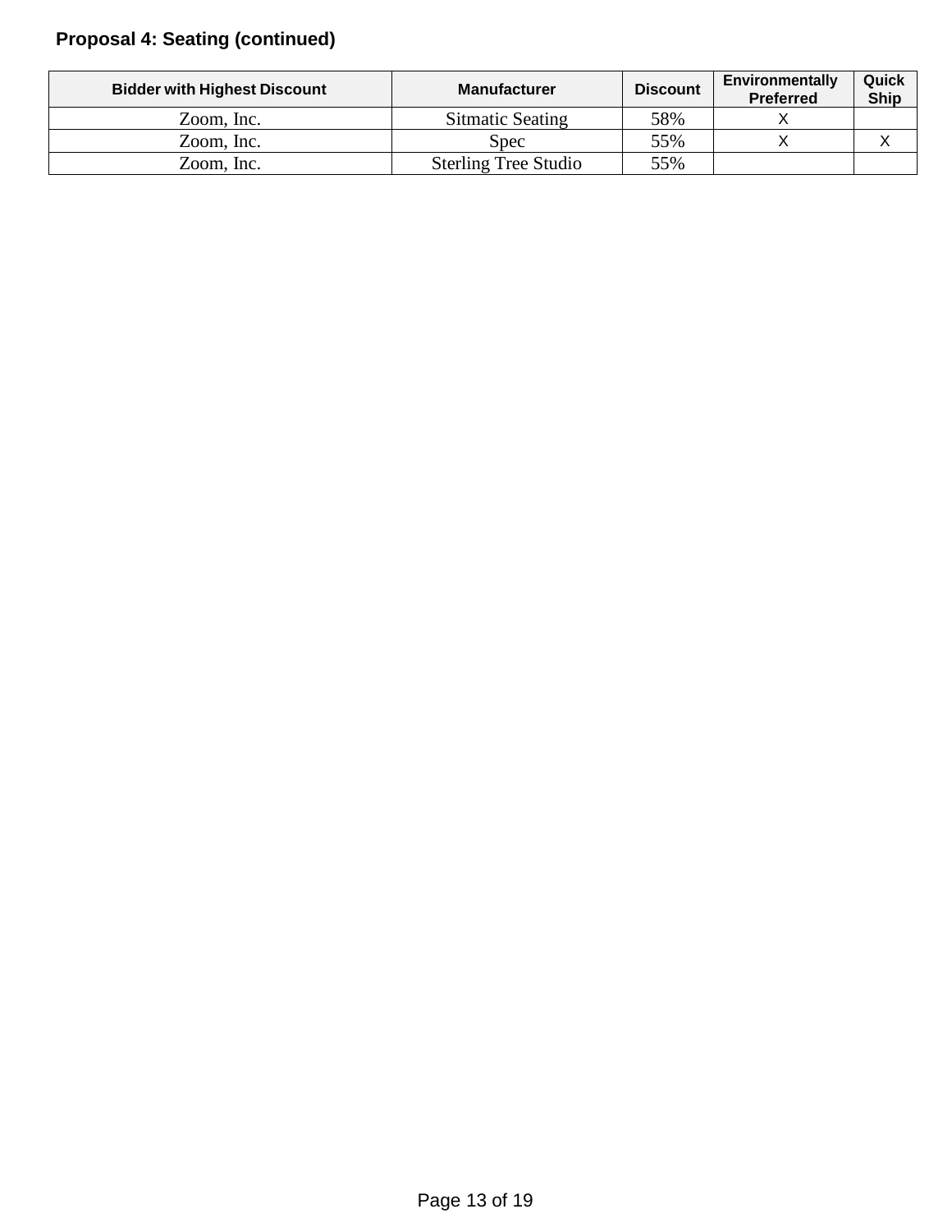## Proposal 4: Seating (continued)

| Bidder with Highest Discount | Manufacturer | Discount | Environmentally Preferred | Quick Ship |
|---|---|---|---|---|
| Zoom, Inc. | Sitmatic Seating | 58% | X | |
| Zoom, Inc. | Spec | 55% | X | X |
| Zoom, Inc. | Sterling Tree Studio | 55% | | |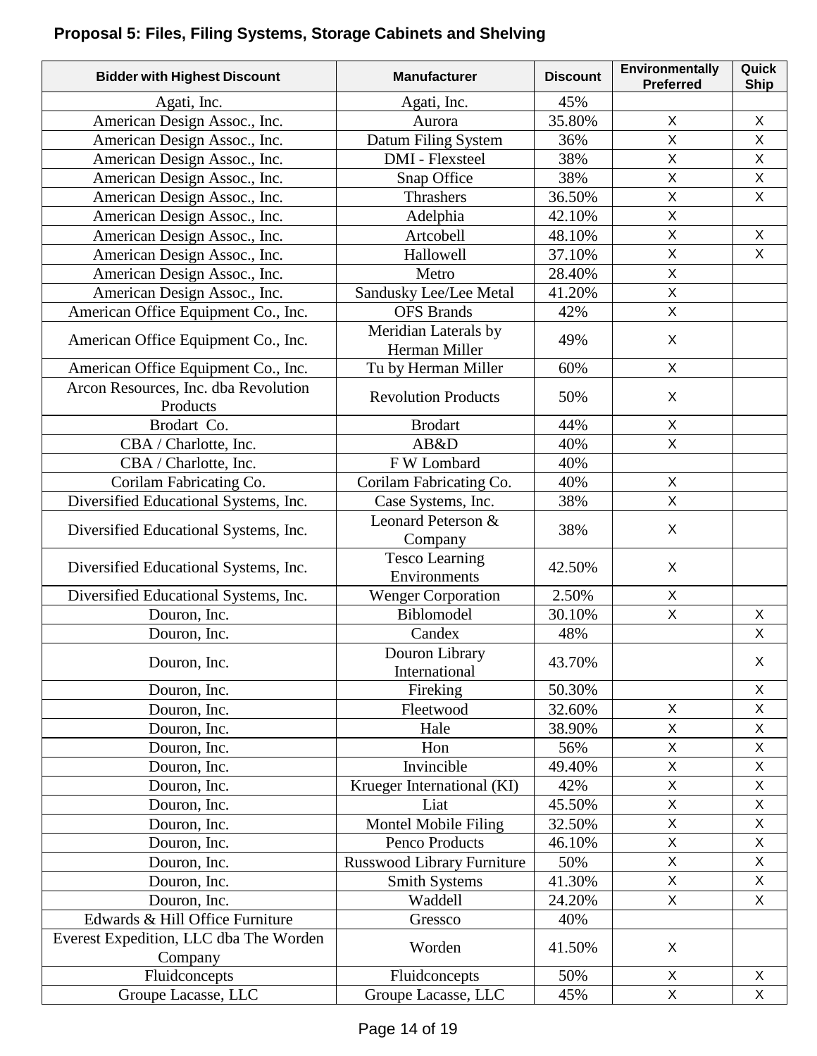**Proposal 5: Files, Filing Systems, Storage Cabinets and Shelving**

| Bidder with Highest Discount | Manufacturer | Discount | Environmentally Preferred | Quick Ship |
|---|---|---|---|---|
| Agati, Inc. | Agati, Inc. | 45% | | |
| American Design Assoc., Inc. | Aurora | 35.80% | X | X |
| American Design Assoc., Inc. | Datum Filing System | 36% | X | X |
| American Design Assoc., Inc. | DMI - Flexsteel | 38% | X | X |
| American Design Assoc., Inc. | Snap Office | 38% | X | X |
| American Design Assoc., Inc. | Thrashers | 36.50% | X | X |
| American Design Assoc., Inc. | Adelphia | 42.10% | X | |
| American Design Assoc., Inc. | Artcobell | 48.10% | X | X |
| American Design Assoc., Inc. | Hallowell | 37.10% | X | X |
| American Design Assoc., Inc. | Metro | 28.40% | X | |
| American Design Assoc., Inc. | Sandusky Lee/Lee Metal | 41.20% | X | |
| American Office Equipment Co., Inc. | OFS Brands | 42% | X | |
| American Office Equipment Co., Inc. | Meridian Laterals by Herman Miller | 49% | X | |
| American Office Equipment Co., Inc. | Tu by Herman Miller | 60% | X | |
| Arcon Resources, Inc. dba Revolution Products | Revolution Products | 50% | X | |
| Brodart Co. | Brodart | 44% | X | |
| CBA / Charlotte, Inc. | AB&D | 40% | X | |
| CBA / Charlotte, Inc. | F W Lombard | 40% | | |
| Corilam Fabricating Co. | Corilam Fabricating Co. | 40% | X | |
| Diversified Educational Systems, Inc. | Case Systems, Inc. | 38% | X | |
| Diversified Educational Systems, Inc. | Leonard Peterson & Company | 38% | X | |
| Diversified Educational Systems, Inc. | Tesco Learning Environments | 42.50% | X | |
| Diversified Educational Systems, Inc. | Wenger Corporation | 2.50% | X | |
| Douron, Inc. | Biblomodel | 30.10% | X | X |
| Douron, Inc. | Candex | 48% | | X |
| Douron, Inc. | Douron Library International | 43.70% | | X |
| Douron, Inc. | Fireking | 50.30% | | X |
| Douron, Inc. | Fleetwood | 32.60% | X | X |
| Douron, Inc. | Hale | 38.90% | X | X |
| Douron, Inc. | Hon | 56% | X | X |
| Douron, Inc. | Invincible | 49.40% | X | X |
| Douron, Inc. | Krueger International (KI) | 42% | X | X |
| Douron, Inc. | Liat | 45.50% | X | X |
| Douron, Inc. | Montel Mobile Filing | 32.50% | X | X |
| Douron, Inc. | Penco Products | 46.10% | X | X |
| Douron, Inc. | Russwood Library Furniture | 50% | X | X |
| Douron, Inc. | Smith Systems | 41.30% | X | X |
| Douron, Inc. | Waddell | 24.20% | X | X |
| Edwards & Hill Office Furniture | Gressco | 40% | | |
| Everest Expedition, LLC dba The Worden Company | Worden | 41.50% | X | |
| Fluidconcepts | Fluidconcepts | 50% | X | X |
| Groupe Lacasse, LLC | Groupe Lacasse, LLC | 45% | X | X |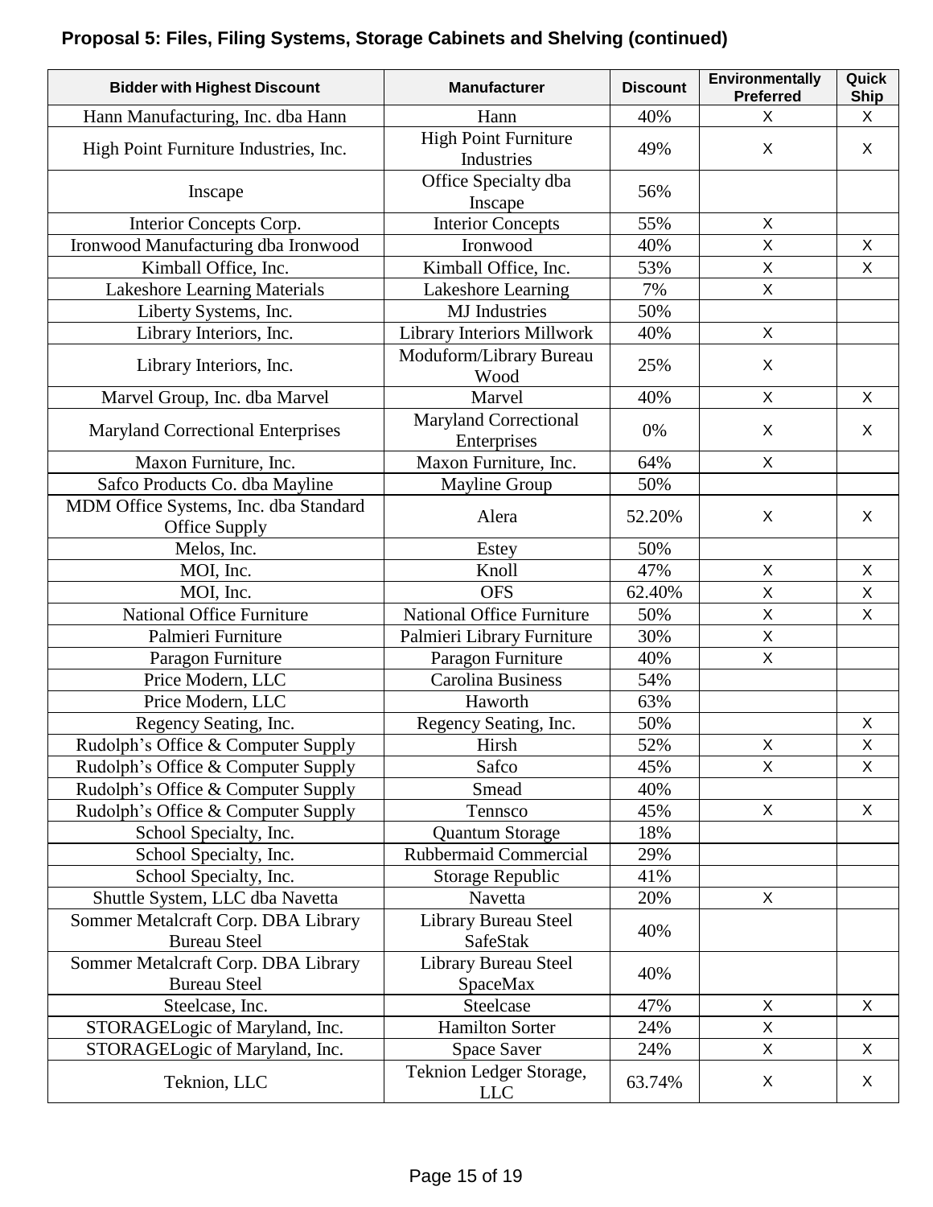**Proposal 5: Files, Filing Systems, Storage Cabinets and Shelving (continued)**

| Bidder with Highest Discount | Manufacturer | Discount | Environmentally Preferred | Quick Ship |
|---|---|---|---|---|
| Hann Manufacturing, Inc. dba Hann | Hann | 40% | X | X |
| High Point Furniture Industries, Inc. | High Point Furniture Industries | 49% | X | X |
| Inscape | Office Specialty dba Inscape | 56% | | |
| Interior Concepts Corp. | Interior Concepts | 55% | X | |
| Ironwood Manufacturing dba Ironwood | Ironwood | 40% | X | X |
| Kimball Office, Inc. | Kimball Office, Inc. | 53% | X | X |
| Lakeshore Learning Materials | Lakeshore Learning | 7% | X | |
| Liberty Systems, Inc. | MJ Industries | 50% | | |
| Library Interiors, Inc. | Library Interiors Millwork | 40% | X | |
| Library Interiors, Inc. | Moduform/Library Bureau Wood | 25% | X | |
| Marvel Group, Inc. dba Marvel | Marvel | 40% | X | X |
| Maryland Correctional Enterprises | Maryland Correctional Enterprises | 0% | X | X |
| Maxon Furniture, Inc. | Maxon Furniture, Inc. | 64% | X | |
| Safco Products Co. dba Mayline | Mayline Group | 50% | | |
| MDM Office Systems, Inc. dba Standard Office Supply | Alera | 52.20% | X | X |
| Melos, Inc. | Estey | 50% | | |
| MOI, Inc. | Knoll | 47% | X | X |
| MOI, Inc. | OFS | 62.40% | X | X |
| National Office Furniture | National Office Furniture | 50% | X | X |
| Palmieri Furniture | Palmieri Library Furniture | 30% | X | |
| Paragon Furniture | Paragon Furniture | 40% | X | |
| Price Modern, LLC | Carolina Business | 54% | | |
| Price Modern, LLC | Haworth | 63% | | |
| Regency Seating, Inc. | Regency Seating, Inc. | 50% | | X |
| Rudolph's Office & Computer Supply | Hirsh | 52% | X | X |
| Rudolph's Office & Computer Supply | Safco | 45% | X | X |
| Rudolph's Office & Computer Supply | Smead | 40% | | |
| Rudolph's Office & Computer Supply | Tennsco | 45% | X | X |
| School Specialty, Inc. | Quantum Storage | 18% | | |
| School Specialty, Inc. | Rubbermaid Commercial | 29% | | |
| School Specialty, Inc. | Storage Republic | 41% | | |
| Shuttle System, LLC dba Navetta | Navetta | 20% | X | |
| Sommer Metalcraft Corp. DBA Library Bureau Steel | Library Bureau Steel SafeStak | 40% | | |
| Sommer Metalcraft Corp. DBA Library Bureau Steel | Library Bureau Steel SpaceMax | 40% | | |
| Steelcase, Inc. | Steelcase | 47% | X | X |
| STORAGELogic of Maryland, Inc. | Hamilton Sorter | 24% | X | |
| STORAGELogic of Maryland, Inc. | Space Saver | 24% | X | X |
| Teknion, LLC | Teknion Ledger Storage, LLC | 63.74% | X | X |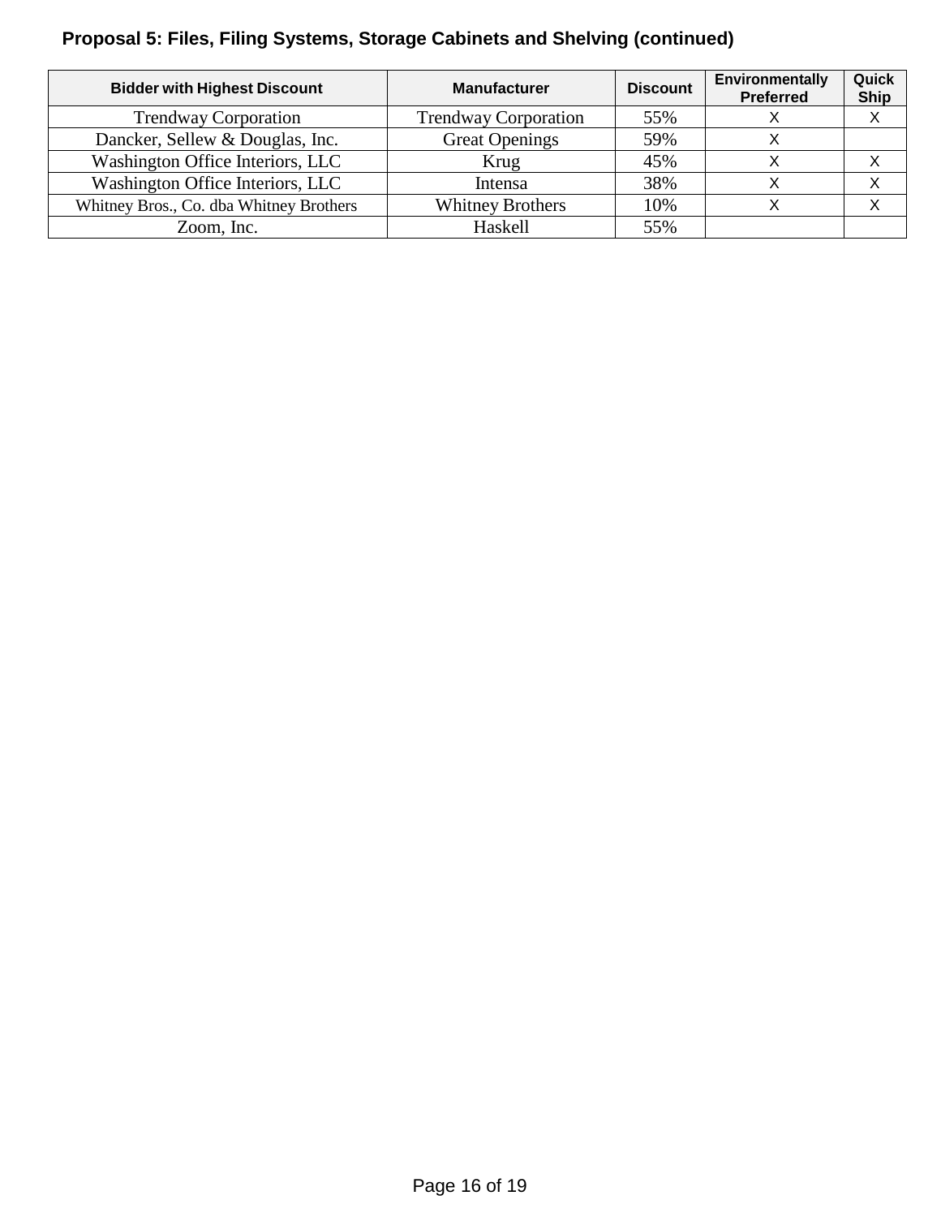**Proposal 5: Files, Filing Systems, Storage Cabinets and Shelving (continued)**

| Bidder with Highest Discount | Manufacturer | Discount | Environmentally Preferred | Quick Ship |
|---|---|---|---|---|
| Trendway Corporation | Trendway Corporation | 55% | X | X |
| Dancker, Sellew & Douglas, Inc. | Great Openings | 59% | X | |
| Washington Office Interiors, LLC | Krug | 45% | X | X |
| Washington Office Interiors, LLC | Intensa | 38% | X | X |
| Whitney Bros., Co. dba Whitney Brothers | Whitney Brothers | 10% | X | X |
| Zoom, Inc. | Haskell | 55% | | |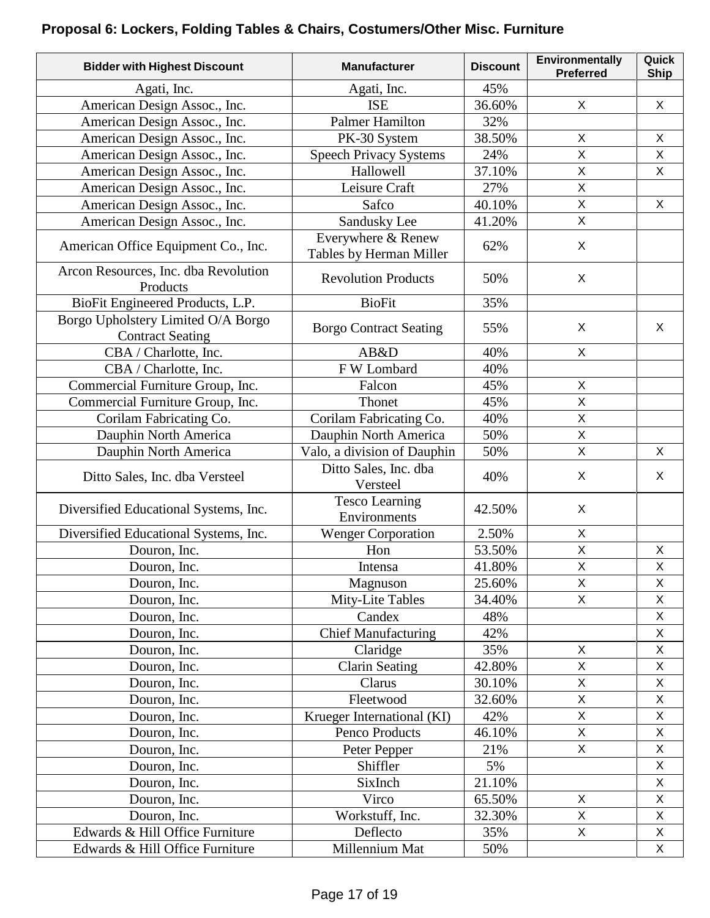**Proposal 6: Lockers, Folding Tables & Chairs, Costumers/Other Misc. Furniture**

| Bidder with Highest Discount | Manufacturer | Discount | Environmentally Preferred | Quick Ship |
|---|---|---|---|---|
| Agati, Inc. | Agati, Inc. | 45% | | |
| American Design Assoc., Inc. | ISE | 36.60% | X | X |
| American Design Assoc., Inc. | Palmer Hamilton | 32% | | |
| American Design Assoc., Inc. | PK-30 System | 38.50% | X | X |
| American Design Assoc., Inc. | Speech Privacy Systems | 24% | X | X |
| American Design Assoc., Inc. | Hallowell | 37.10% | X | X |
| American Design Assoc., Inc. | Leisure Craft | 27% | X | |
| American Design Assoc., Inc. | Safco | 40.10% | X | X |
| American Design Assoc., Inc. | Sandusky Lee | 41.20% | X | |
| American Office Equipment Co., Inc. | Everywhere & Renew Tables by Herman Miller | 62% | X | |
| Arcon Resources, Inc. dba Revolution Products | Revolution Products | 50% | X | |
| BioFit Engineered Products, L.P. | BioFit | 35% | | |
| Borgo Upholstery Limited O/A Borgo Contract Seating | Borgo Contract Seating | 55% | X | X |
| CBA / Charlotte, Inc. | AB&D | 40% | X | |
| CBA / Charlotte, Inc. | F W Lombard | 40% | | |
| Commercial Furniture Group, Inc. | Falcon | 45% | X | |
| Commercial Furniture Group, Inc. | Thonet | 45% | X | |
| Corilam Fabricating Co. | Corilam Fabricating Co. | 40% | X | |
| Dauphin North America | Dauphin North America | 50% | X | |
| Dauphin North America | Valo, a division of Dauphin | 50% | X | X |
| Ditto Sales, Inc. dba Versteel | Ditto Sales, Inc. dba Versteel | 40% | X | X |
| Diversified Educational Systems, Inc. | Tesco Learning Environments | 42.50% | X | |
| Diversified Educational Systems, Inc. | Wenger Corporation | 2.50% | X | |
| Douron, Inc. | Hon | 53.50% | X | X |
| Douron, Inc. | Intensa | 41.80% | X | X |
| Douron, Inc. | Magnuson | 25.60% | X | X |
| Douron, Inc. | Mity-Lite Tables | 34.40% | X | X |
| Douron, Inc. | Candex | 48% | | X |
| Douron, Inc. | Chief Manufacturing | 42% | | X |
| Douron, Inc. | Claridge | 35% | X | X |
| Douron, Inc. | Clarin Seating | 42.80% | X | X |
| Douron, Inc. | Clarus | 30.10% | X | X |
| Douron, Inc. | Fleetwood | 32.60% | X | X |
| Douron, Inc. | Krueger International (KI) | 42% | X | X |
| Douron, Inc. | Penco Products | 46.10% | X | X |
| Douron, Inc. | Peter Pepper | 21% | X | X |
| Douron, Inc. | Shiffler | 5% | | X |
| Douron, Inc. | SixInch | 21.10% | | X |
| Douron, Inc. | Virco | 65.50% | X | X |
| Douron, Inc. | Workstuff, Inc. | 32.30% | X | X |
| Edwards & Hill Office Furniture | Deflecto | 35% | X | X |
| Edwards & Hill Office Furniture | Millennium Mat | 50% | | X |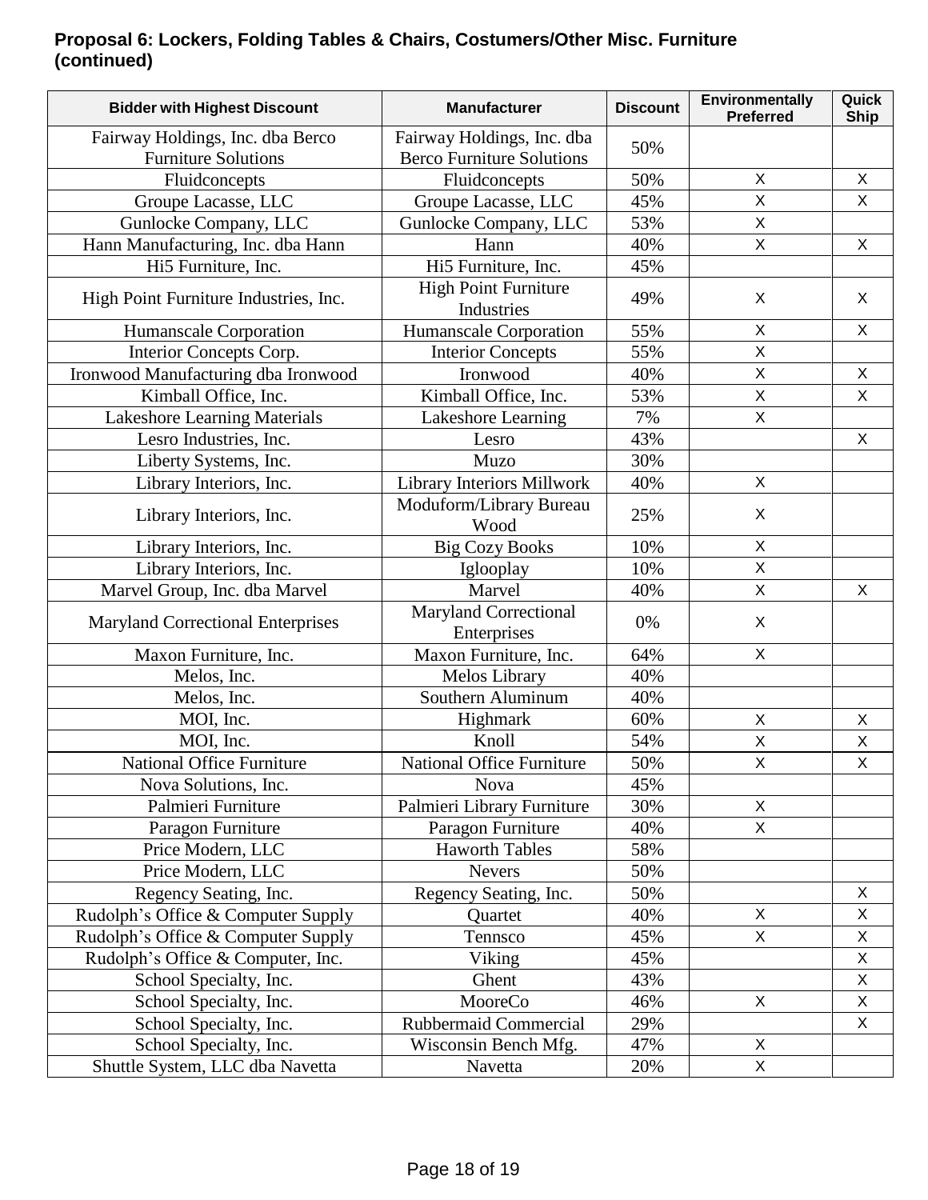**Proposal 6: Lockers, Folding Tables & Chairs, Costumers/Other Misc. Furniture (continued)**

| Bidder with Highest Discount | Manufacturer | Discount | Environmentally Preferred | Quick Ship |
|---|---|---|---|---|
| Fairway Holdings, Inc. dba Berco Furniture Solutions | Fairway Holdings, Inc. dba Berco Furniture Solutions | 50% | | |
| Fluidconcepts | Fluidconcepts | 50% | X | X |
| Groupe Lacasse, LLC | Groupe Lacasse, LLC | 45% | X | X |
| Gunlocke Company, LLC | Gunlocke Company, LLC | 53% | X | |
| Hann Manufacturing, Inc. dba Hann | Hann | 40% | X | X |
| Hi5 Furniture, Inc. | Hi5 Furniture, Inc. | 45% | | |
| High Point Furniture Industries, Inc. | High Point Furniture Industries | 49% | X | X |
| Humanscale Corporation | Humanscale Corporation | 55% | X | X |
| Interior Concepts Corp. | Interior Concepts | 55% | X | |
| Ironwood Manufacturing dba Ironwood | Ironwood | 40% | X | X |
| Kimball Office, Inc. | Kimball Office, Inc. | 53% | X | X |
| Lakeshore Learning Materials | Lakeshore Learning | 7% | X | |
| Lesro Industries, Inc. | Lesro | 43% | | X |
| Liberty Systems, Inc. | Muzo | 30% | | |
| Library Interiors, Inc. | Library Interiors Millwork | 40% | X | |
| Library Interiors, Inc. | Moduform/Library Bureau Wood | 25% | X | |
| Library Interiors, Inc. | Big Cozy Books | 10% | X | |
| Library Interiors, Inc. | Iglooplay | 10% | X | |
| Marvel Group, Inc. dba Marvel | Marvel | 40% | X | X |
| Maryland Correctional Enterprises | Maryland Correctional Enterprises | 0% | X | |
| Maxon Furniture, Inc. | Maxon Furniture, Inc. | 64% | X | |
| Melos, Inc. | Melos Library | 40% | | |
| Melos, Inc. | Southern Aluminum | 40% | | |
| MOI, Inc. | Highmark | 60% | X | X |
| MOI, Inc. | Knoll | 54% | X | X |
| National Office Furniture | National Office Furniture | 50% | X | X |
| Nova Solutions, Inc. | Nova | 45% | | |
| Palmieri Furniture | Palmieri Library Furniture | 30% | X | |
| Paragon Furniture | Paragon Furniture | 40% | X | |
| Price Modern, LLC | Haworth Tables | 58% | | |
| Price Modern, LLC | Nevers | 50% | | |
| Regency Seating, Inc. | Regency Seating, Inc. | 50% | | X |
| Rudolph’s Office & Computer Supply | Quartet | 40% | X | X |
| Rudolph’s Office & Computer Supply | Tennsco | 45% | X | X |
| Rudolph’s Office & Computer, Inc. | Viking | 45% | | X |
| School Specialty, Inc. | Ghent | 43% | | X |
| School Specialty, Inc. | MooreCo | 46% | X | X |
| School Specialty, Inc. | Rubbermaid Commercial | 29% | | X |
| School Specialty, Inc. | Wisconsin Bench Mfg. | 47% | X | |
| Shuttle System, LLC dba Navetta | Navetta | 20% | X | |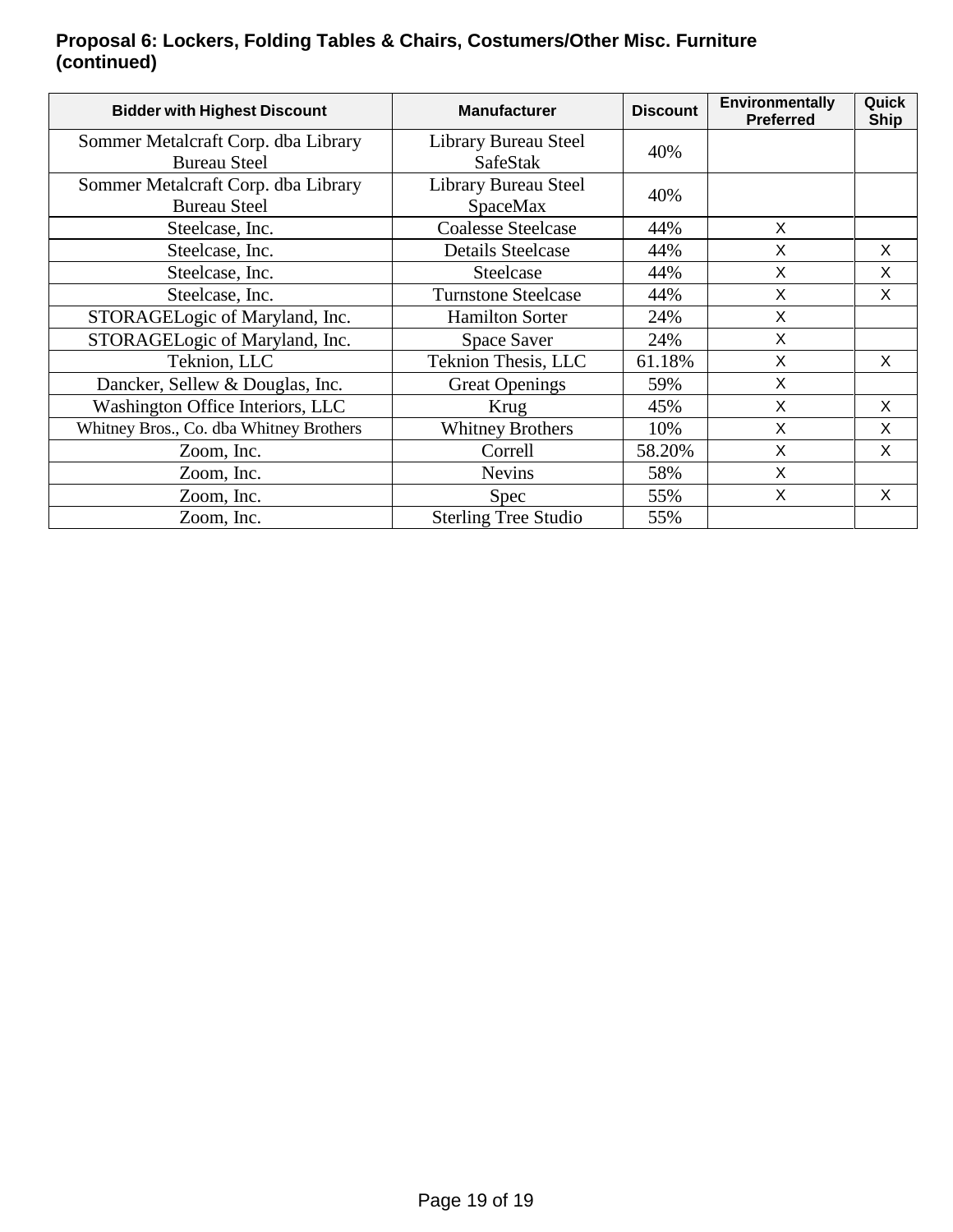**Proposal 6: Lockers, Folding Tables & Chairs, Costumers/Other Misc. Furniture (continued)**

| Bidder with Highest Discount | Manufacturer | Discount | Environmentally Preferred | Quick Ship |
|---|---|---|---|---|
| Sommer Metalcraft Corp. dba Library Bureau Steel | Library Bureau Steel SafeStak | 40% | | |
| Sommer Metalcraft Corp. dba Library Bureau Steel | Library Bureau Steel SpaceMax | 40% | | |
| Steelcase, Inc. | Coalesse Steelcase | 44% | X | |
| Steelcase, Inc. | Details Steelcase | 44% | X | X |
| Steelcase, Inc. | Steelcase | 44% | X | X |
| Steelcase, Inc. | Turnstone Steelcase | 44% | X | X |
| STORAGELogic of Maryland, Inc. | Hamilton Sorter | 24% | X | |
| STORAGELogic of Maryland, Inc. | Space Saver | 24% | X | |
| Teknion, LLC | Teknion Thesis, LLC | 61.18% | X | X |
| Dancker, Sellew & Douglas, Inc. | Great Openings | 59% | X | |
| Washington Office Interiors, LLC | Krug | 45% | X | X |
| Whitney Bros., Co. dba Whitney Brothers | Whitney Brothers | 10% | X | X |
| Zoom, Inc. | Correll | 58.20% | X | X |
| Zoom, Inc. | Nevins | 58% | X | |
| Zoom, Inc. | Spec | 55% | X | X |
| Zoom, Inc. | Sterling Tree Studio | 55% | | |